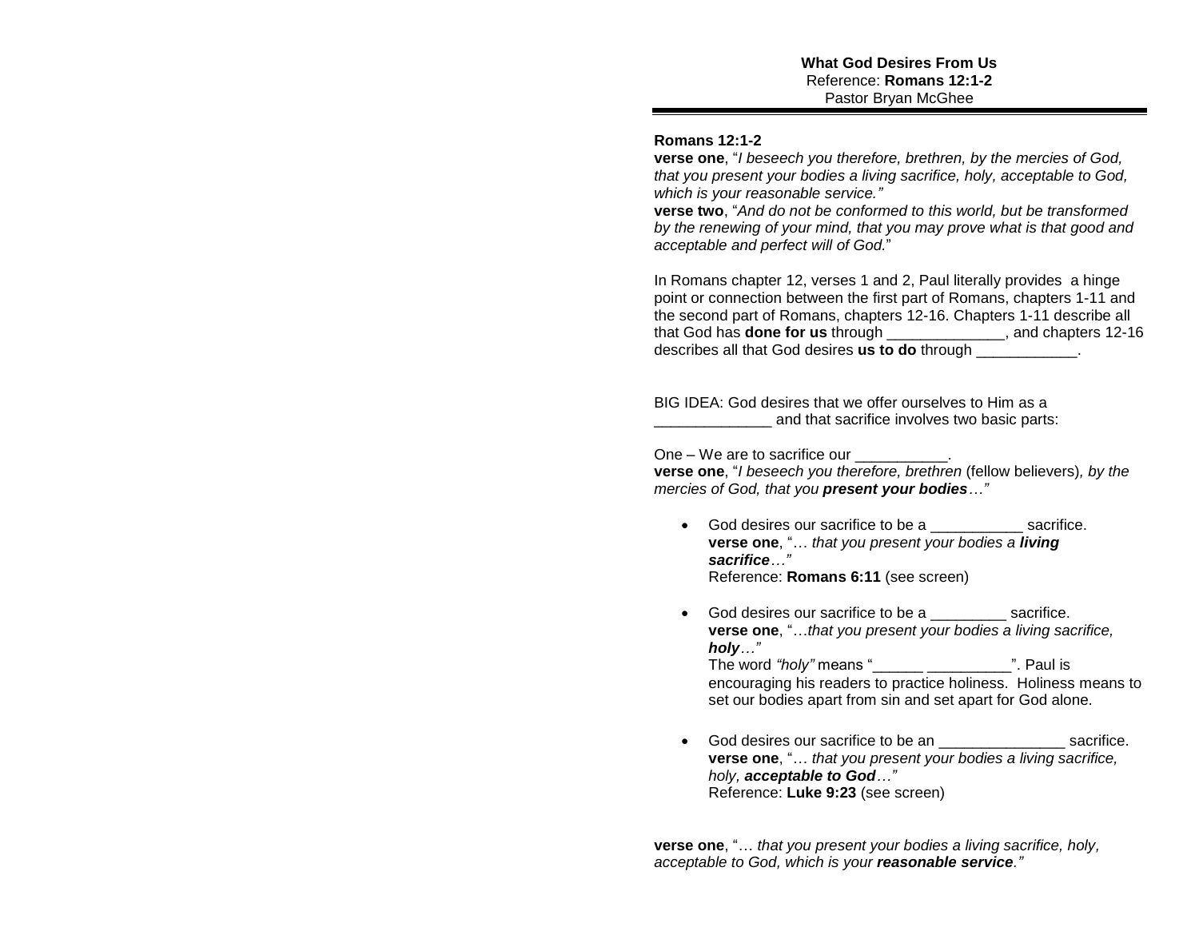**What God Desires From Us**
Reference: **Romans 12:1-2**
Pastor Bryan McGhee

---

**Romans 12:1-2**
**verse one**, "*I beseech you therefore, brethren, by the mercies of God, that you present your bodies a living sacrifice, holy, acceptable to God, which is your reasonable service."*
**verse two**, "*And do not be conformed to this world, but be transformed by the renewing of your mind, that you may prove what is that good and acceptable and perfect will of God.*"

In Romans chapter 12, verses 1 and 2, Paul literally provides a hinge point or connection between the first part of Romans, chapters 1-11 and the second part of Romans, chapters 12-16. Chapters 1-11 describe all that God has **done for us** through ______________, and chapters 12-16 describes all that God desires **us to do** through ____________.

BIG IDEA: God desires that we offer ourselves to Him as a ______________ and that sacrifice involves two basic parts:

One – We are to sacrifice our ___________.
**verse one**, "*I beseech you therefore, brethren* (fellow believers)*, by the mercies of God, that you **present your bodies**…"*

- God desires our sacrifice to be a ___________ sacrifice.
  **verse one**, "*… that you present your bodies a **living sacrifice**…"*
  Reference: **Romans 6:11** (see screen)

- God desires our sacrifice to be a _________ sacrifice.
  **verse one**, "*…that you present your bodies a living sacrifice, **holy**…"*
  The word *"holy"* means "______ __________". Paul is encouraging his readers to practice holiness. Holiness means to set our bodies apart from sin and set apart for God alone.

- God desires our sacrifice to be an _______________ sacrifice.
  **verse one**, "*… that you present your bodies a living sacrifice, holy, **acceptable to God**…"*
  Reference: **Luke 9:23** (see screen)

**verse one**, "*… that you present your bodies a living sacrifice, holy, acceptable to God, which is your **reasonable service**."*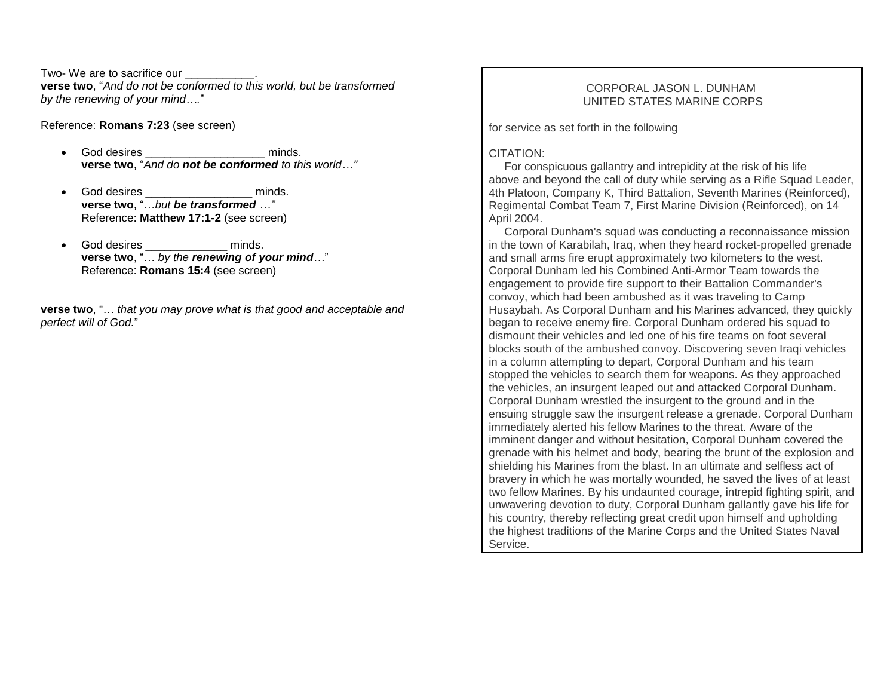Two- We are to sacrifice our ___________.
**verse two**, "*And do not be conformed to this world, but be transformed by the renewing of your mind….*"

Reference: **Romans 7:23** (see screen)

- God desires ___________________ minds.
  **verse two**, "*And do **not be conformed** to this world…"*
- God desires _________________ minds.
  **verse two**, "*…but **be transformed** …"*
  Reference: **Matthew 17:1-2** (see screen)
- God desires _____________ minds.
  **verse two**, "*… by the **renewing of your mind**…*"
  Reference: **Romans 15:4** (see screen)

**verse two**, "*… that you may prove what is that good and acceptable and perfect will of God.*"

CORPORAL JASON L. DUNHAM
UNITED STATES MARINE CORPS

for service as set forth in the following

CITATION:

For conspicuous gallantry and intrepidity at the risk of his life above and beyond the call of duty while serving as a Rifle Squad Leader, 4th Platoon, Company K, Third Battalion, Seventh Marines (Reinforced), Regimental Combat Team 7, First Marine Division (Reinforced), on 14 April 2004.

Corporal Dunham's squad was conducting a reconnaissance mission in the town of Karabilah, Iraq, when they heard rocket-propelled grenade and small arms fire erupt approximately two kilometers to the west. Corporal Dunham led his Combined Anti-Armor Team towards the engagement to provide fire support to their Battalion Commander's convoy, which had been ambushed as it was traveling to Camp Husaybah. As Corporal Dunham and his Marines advanced, they quickly began to receive enemy fire. Corporal Dunham ordered his squad to dismount their vehicles and led one of his fire teams on foot several blocks south of the ambushed convoy. Discovering seven Iraqi vehicles in a column attempting to depart, Corporal Dunham and his team stopped the vehicles to search them for weapons. As they approached the vehicles, an insurgent leaped out and attacked Corporal Dunham. Corporal Dunham wrestled the insurgent to the ground and in the ensuing struggle saw the insurgent release a grenade. Corporal Dunham immediately alerted his fellow Marines to the threat. Aware of the imminent danger and without hesitation, Corporal Dunham covered the grenade with his helmet and body, bearing the brunt of the explosion and shielding his Marines from the blast. In an ultimate and selfless act of bravery in which he was mortally wounded, he saved the lives of at least two fellow Marines. By his undaunted courage, intrepid fighting spirit, and unwavering devotion to duty, Corporal Dunham gallantly gave his life for his country, thereby reflecting great credit upon himself and upholding the highest traditions of the Marine Corps and the United States Naval Service.